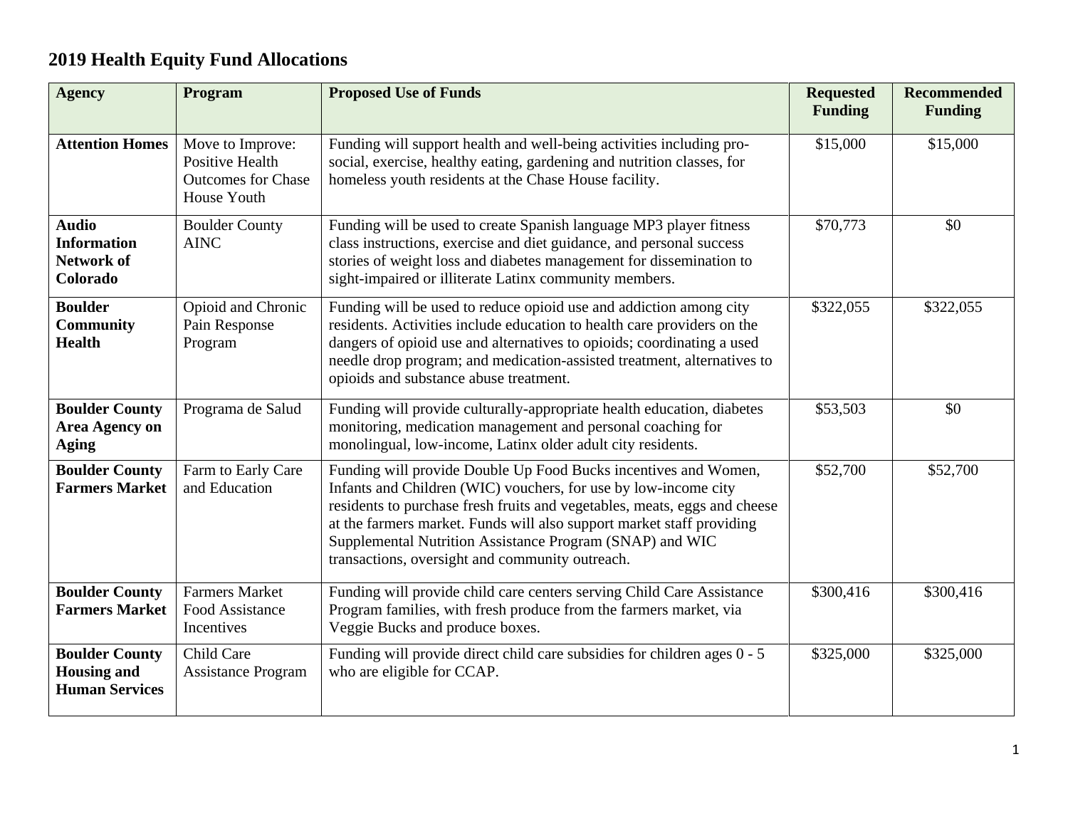# 2019 Health Equity Fund Allocations

| Agency | Program | Proposed Use of Funds | Requested Funding | Recommended Funding |
|---|---|---|---|---|
| **Attention Homes** | Move to Improve: Positive Health Outcomes for Chase House Youth | Funding will support health and well-being activities including pro-social, exercise, healthy eating, gardening and nutrition classes, for homeless youth residents at the Chase House facility. | $15,000 | $15,000 |
| **Audio Information Network of Colorado** | Boulder County AINC | Funding will be used to create Spanish language MP3 player fitness class instructions, exercise and diet guidance, and personal success stories of weight loss and diabetes management for dissemination to sight-impaired or illiterate Latinx community members. | $70,773 | $0 |
| **Boulder Community Health** | Opioid and Chronic Pain Response Program | Funding will be used to reduce opioid use and addiction among city residents. Activities include education to health care providers on the dangers of opioid use and alternatives to opioids; coordinating a used needle drop program; and medication-assisted treatment, alternatives to opioids and substance abuse treatment. | $322,055 | $322,055 |
| **Boulder County Area Agency on Aging** | Programa de Salud | Funding will provide culturally-appropriate health education, diabetes monitoring, medication management and personal coaching for monolingual, low-income, Latinx older adult city residents. | $53,503 | $0 |
| **Boulder County Farmers Market** | Farm to Early Care and Education | Funding will provide Double Up Food Bucks incentives and Women, Infants and Children (WIC) vouchers, for use by low-income city residents to purchase fresh fruits and vegetables, meats, eggs and cheese at the farmers market. Funds will also support market staff providing Supplemental Nutrition Assistance Program (SNAP) and WIC transactions, oversight and community outreach. | $52,700 | $52,700 |
| **Boulder County Farmers Market** | Farmers Market Food Assistance Incentives | Funding will provide child care centers serving Child Care Assistance Program families, with fresh produce from the farmers market, via Veggie Bucks and produce boxes. | $300,416 | $300,416 |
| **Boulder County Housing and Human Services** | Child Care Assistance Program | Funding will provide direct child care subsidies for children ages 0 - 5 who are eligible for CCAP. | $325,000 | $325,000 |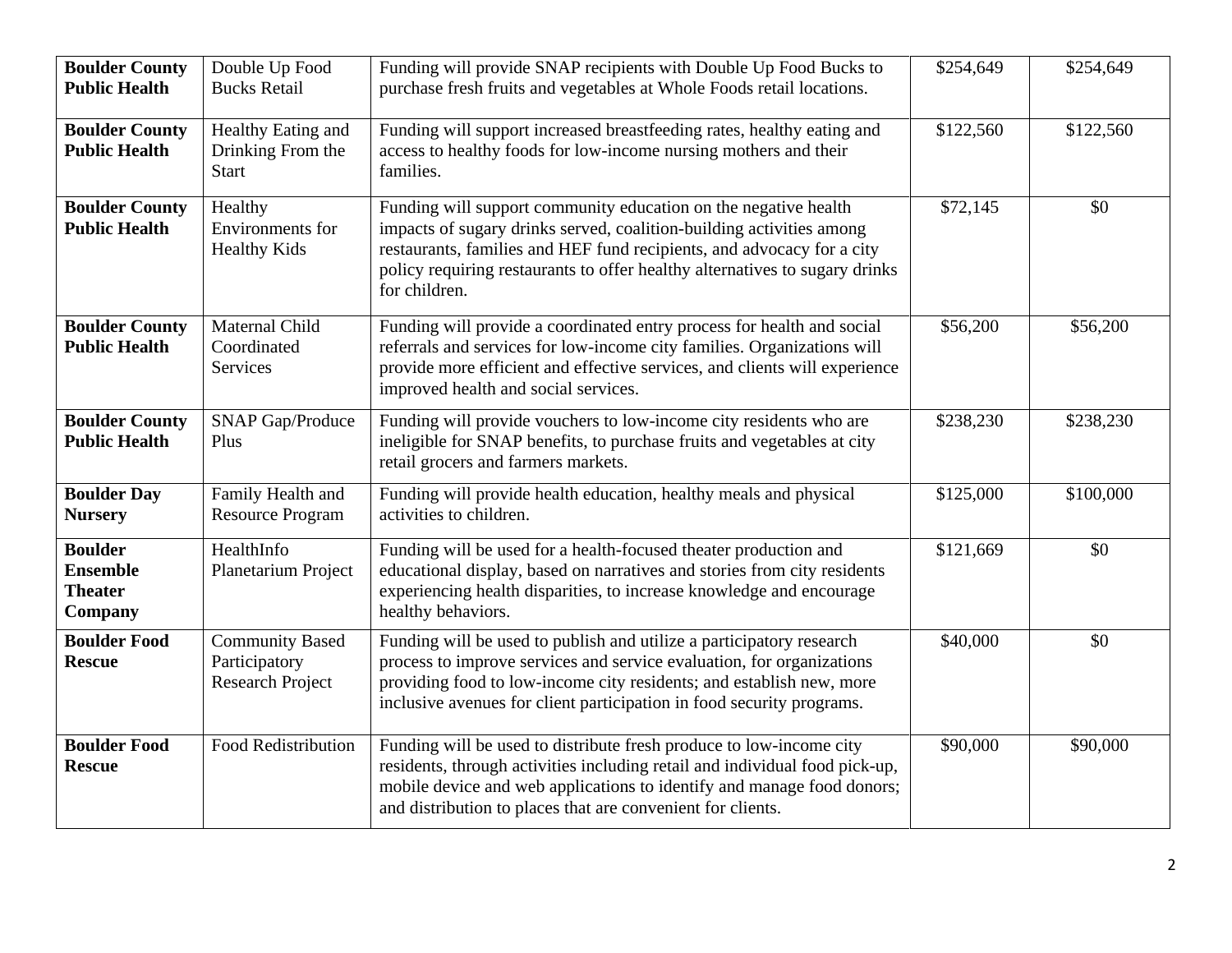| | | | | |
|---|---|---|---|---|
| **Boulder County Public Health** | Double Up Food Bucks Retail | Funding will provide SNAP recipients with Double Up Food Bucks to purchase fresh fruits and vegetables at Whole Foods retail locations. | $254,649 | $254,649 |
| **Boulder County Public Health** | Healthy Eating and Drinking From the Start | Funding will support increased breastfeeding rates, healthy eating and access to healthy foods for low-income nursing mothers and their families. | $122,560 | $122,560 |
| **Boulder County Public Health** | Healthy Environments for Healthy Kids | Funding will support community education on the negative health impacts of sugary drinks served, coalition-building activities among restaurants, families and HEF fund recipients, and advocacy for a city policy requiring restaurants to offer healthy alternatives to sugary drinks for children. | $72,145 | $0 |
| **Boulder County Public Health** | Maternal Child Coordinated Services | Funding will provide a coordinated entry process for health and social referrals and services for low-income city families. Organizations will provide more efficient and effective services, and clients will experience improved health and social services. | $56,200 | $56,200 |
| **Boulder County Public Health** | SNAP Gap/Produce Plus | Funding will provide vouchers to low-income city residents who are ineligible for SNAP benefits, to purchase fruits and vegetables at city retail grocers and farmers markets. | $238,230 | $238,230 |
| **Boulder Day Nursery** | Family Health and Resource Program | Funding will provide health education, healthy meals and physical activities to children. | $125,000 | $100,000 |
| **Boulder Ensemble Theater Company** | HealthInfo Planetarium Project | Funding will be used for a health-focused theater production and educational display, based on narratives and stories from city residents experiencing health disparities, to increase knowledge and encourage healthy behaviors. | $121,669 | $0 |
| **Boulder Food Rescue** | Community Based Participatory Research Project | Funding will be used to publish and utilize a participatory research process to improve services and service evaluation, for organizations providing food to low-income city residents; and establish new, more inclusive avenues for client participation in food security programs. | $40,000 | $0 |
| **Boulder Food Rescue** | Food Redistribution | Funding will be used to distribute fresh produce to low-income city residents, through activities including retail and individual food pick-up, mobile device and web applications to identify and manage food donors; and distribution to places that are convenient for clients. | $90,000 | $90,000 |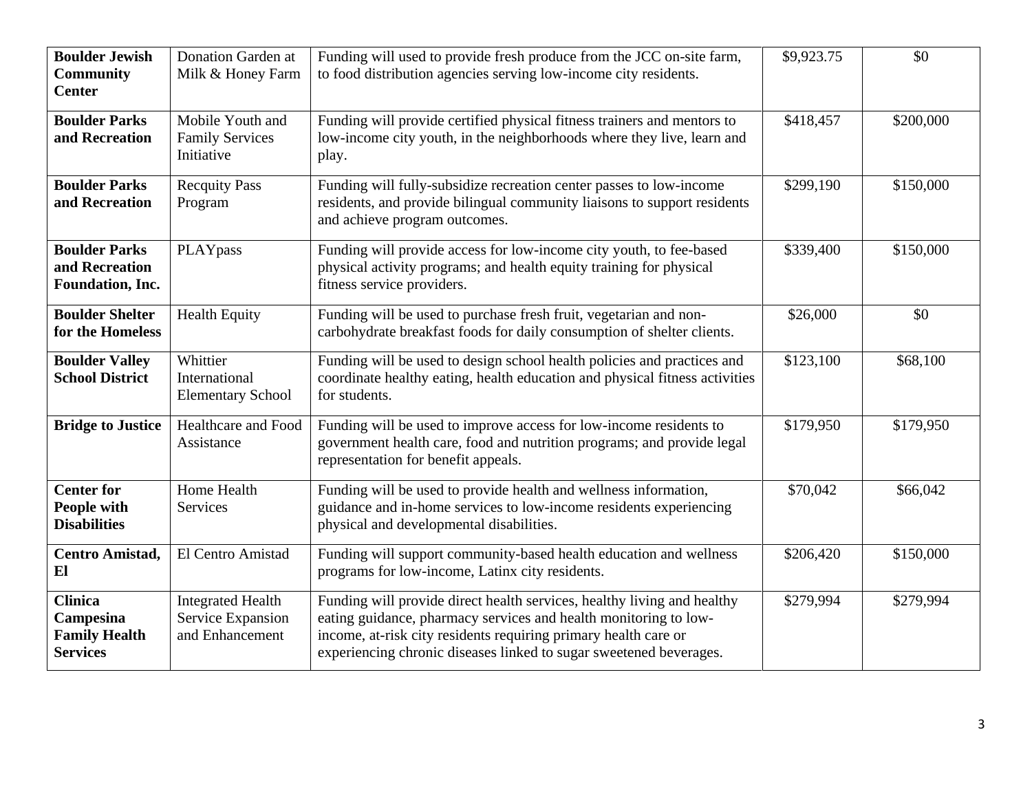| | | | | |
|---|---|---|---|---|
| **Boulder Jewish Community Center** | Donation Garden at Milk & Honey Farm | Funding will used to provide fresh produce from the JCC on-site farm, to food distribution agencies serving low-income city residents. | $9,923.75 | $0 |
| **Boulder Parks and Recreation** | Mobile Youth and Family Services Initiative | Funding will provide certified physical fitness trainers and mentors to low-income city youth, in the neighborhoods where they live, learn and play. | $418,457 | $200,000 |
| **Boulder Parks and Recreation** | Recquity Pass Program | Funding will fully-subsidize recreation center passes to low-income residents, and provide bilingual community liaisons to support residents and achieve program outcomes. | $299,190 | $150,000 |
| **Boulder Parks and Recreation Foundation, Inc.** | PLAYpass | Funding will provide access for low-income city youth, to fee-based physical activity programs; and health equity training for physical fitness service providers. | $339,400 | $150,000 |
| **Boulder Shelter for the Homeless** | Health Equity | Funding will be used to purchase fresh fruit, vegetarian and non-carbohydrate breakfast foods for daily consumption of shelter clients. | $26,000 | $0 |
| **Boulder Valley School District** | Whittier International Elementary School | Funding will be used to design school health policies and practices and coordinate healthy eating, health education and physical fitness activities for students. | $123,100 | $68,100 |
| **Bridge to Justice** | Healthcare and Food Assistance | Funding will be used to improve access for low-income residents to government health care, food and nutrition programs; and provide legal representation for benefit appeals. | $179,950 | $179,950 |
| **Center for People with Disabilities** | Home Health Services | Funding will be used to provide health and wellness information, guidance and in-home services to low-income residents experiencing physical and developmental disabilities. | $70,042 | $66,042 |
| **Centro Amistad, El** | El Centro Amistad | Funding will support community-based health education and wellness programs for low-income, Latinx city residents. | $206,420 | $150,000 |
| **Clinica Campesina Family Health Services** | Integrated Health Service Expansion and Enhancement | Funding will provide direct health services, healthy living and healthy eating guidance, pharmacy services and health monitoring to low-income, at-risk city residents requiring primary health care or experiencing chronic diseases linked to sugar sweetened beverages. | $279,994 | $279,994 |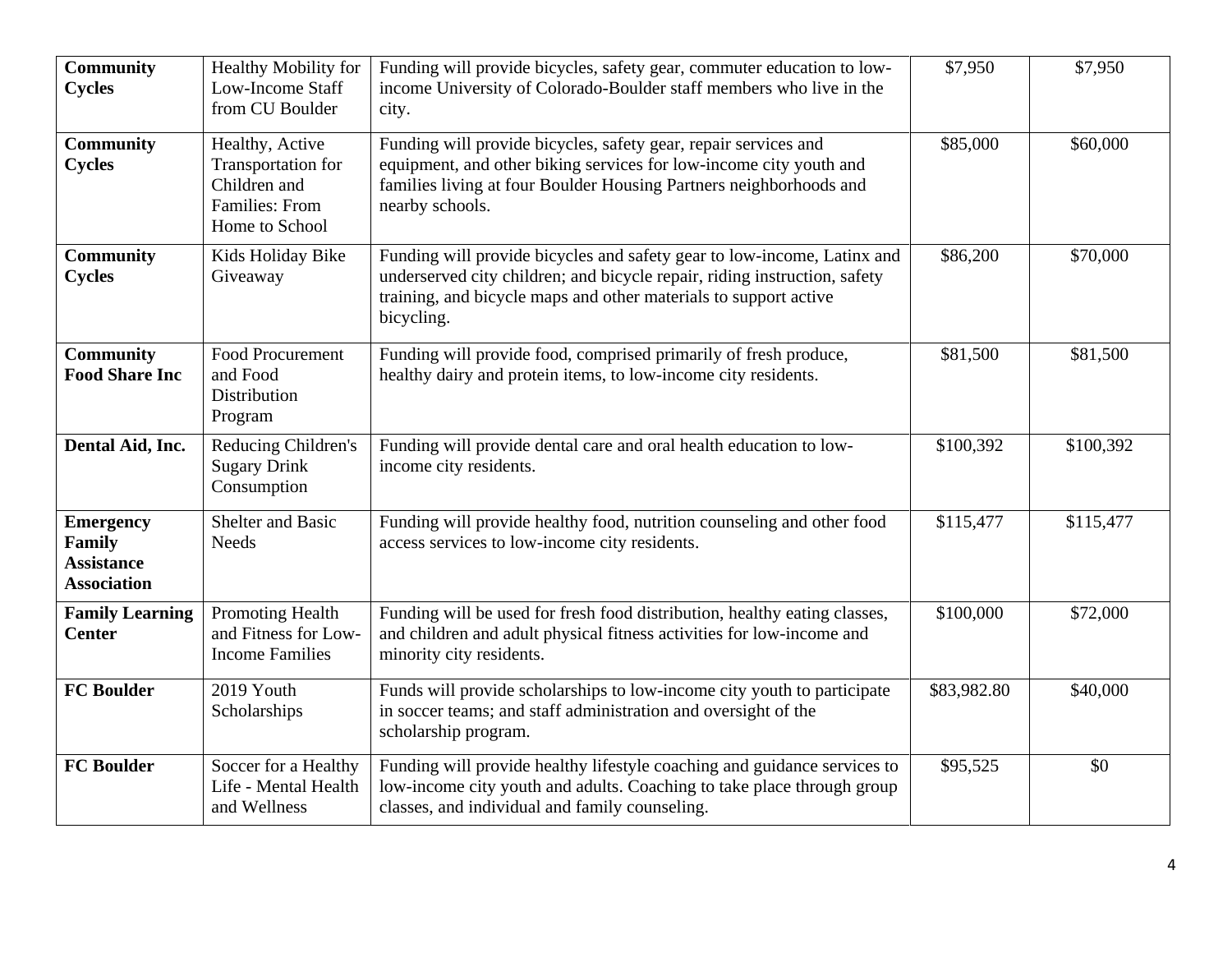| | | | | |
|---|---|---|---|---|
| **Community Cycles** | Healthy Mobility for Low-Income Staff from CU Boulder | Funding will provide bicycles, safety gear, commuter education to low-income University of Colorado-Boulder staff members who live in the city. | $7,950 | $7,950 |
| **Community Cycles** | Healthy, Active Transportation for Children and Families: From Home to School | Funding will provide bicycles, safety gear, repair services and equipment, and other biking services for low-income city youth and families living at four Boulder Housing Partners neighborhoods and nearby schools. | $85,000 | $60,000 |
| **Community Cycles** | Kids Holiday Bike Giveaway | Funding will provide bicycles and safety gear to low-income, Latinx and underserved city children; and bicycle repair, riding instruction, safety training, and bicycle maps and other materials to support active bicycling. | $86,200 | $70,000 |
| **Community Food Share Inc** | Food Procurement and Food Distribution Program | Funding will provide food, comprised primarily of fresh produce, healthy dairy and protein items, to low-income city residents. | $81,500 | $81,500 |
| **Dental Aid, Inc.** | Reducing Children's Sugary Drink Consumption | Funding will provide dental care and oral health education to low-income city residents. | $100,392 | $100,392 |
| **Emergency Family Assistance Association** | Shelter and Basic Needs | Funding will provide healthy food, nutrition counseling and other food access services to low-income city residents. | $115,477 | $115,477 |
| **Family Learning Center** | Promoting Health and Fitness for Low-Income Families | Funding will be used for fresh food distribution, healthy eating classes, and children and adult physical fitness activities for low-income and minority city residents. | $100,000 | $72,000 |
| **FC Boulder** | 2019 Youth Scholarships | Funds will provide scholarships to low-income city youth to participate in soccer teams; and staff administration and oversight of the scholarship program. | $83,982.80 | $40,000 |
| **FC Boulder** | Soccer for a Healthy Life - Mental Health and Wellness | Funding will provide healthy lifestyle coaching and guidance services to low-income city youth and adults. Coaching to take place through group classes, and individual and family counseling. | $95,525 | $0 |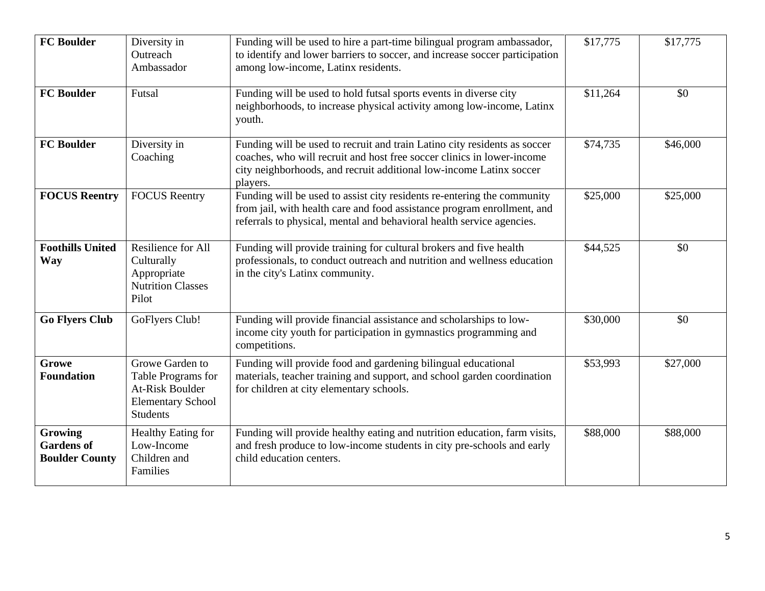| **FC Boulder** | Diversity in Outreach Ambassador | Funding will be used to hire a part-time bilingual program ambassador, to identify and lower barriers to soccer, and increase soccer participation among low-income, Latinx residents. | $17,775 | $17,775 |
|---|---|---|---|---|
| **FC Boulder** | Futsal | Funding will be used to hold futsal sports events in diverse city neighborhoods, to increase physical activity among low-income, Latinx youth. | $11,264 | $0 |
| **FC Boulder** | Diversity in Coaching | Funding will be used to recruit and train Latino city residents as soccer coaches, who will recruit and host free soccer clinics in lower-income city neighborhoods, and recruit additional low-income Latinx soccer players. | $74,735 | $46,000 |
| **FOCUS Reentry** | FOCUS Reentry | Funding will be used to assist city residents re-entering the community from jail, with health care and food assistance program enrollment, and referrals to physical, mental and behavioral health service agencies. | $25,000 | $25,000 |
| **Foothills United Way** | Resilience for All Culturally Appropriate Nutrition Classes Pilot | Funding will provide training for cultural brokers and five health professionals, to conduct outreach and nutrition and wellness education in the city's Latinx community. | $44,525 | $0 |
| **Go Flyers Club** | GoFlyers Club! | Funding will provide financial assistance and scholarships to low-income city youth for participation in gymnastics programming and competitions. | $30,000 | $0 |
| **Growe Foundation** | Growe Garden to Table Programs for At-Risk Boulder Elementary School Students | Funding will provide food and gardening bilingual educational materials, teacher training and support, and school garden coordination for children at city elementary schools. | $53,993 | $27,000 |
| **Growing Gardens of Boulder County** | Healthy Eating for Low-Income Children and Families | Funding will provide healthy eating and nutrition education, farm visits, and fresh produce to low-income students in city pre-schools and early child education centers. | $88,000 | $88,000 |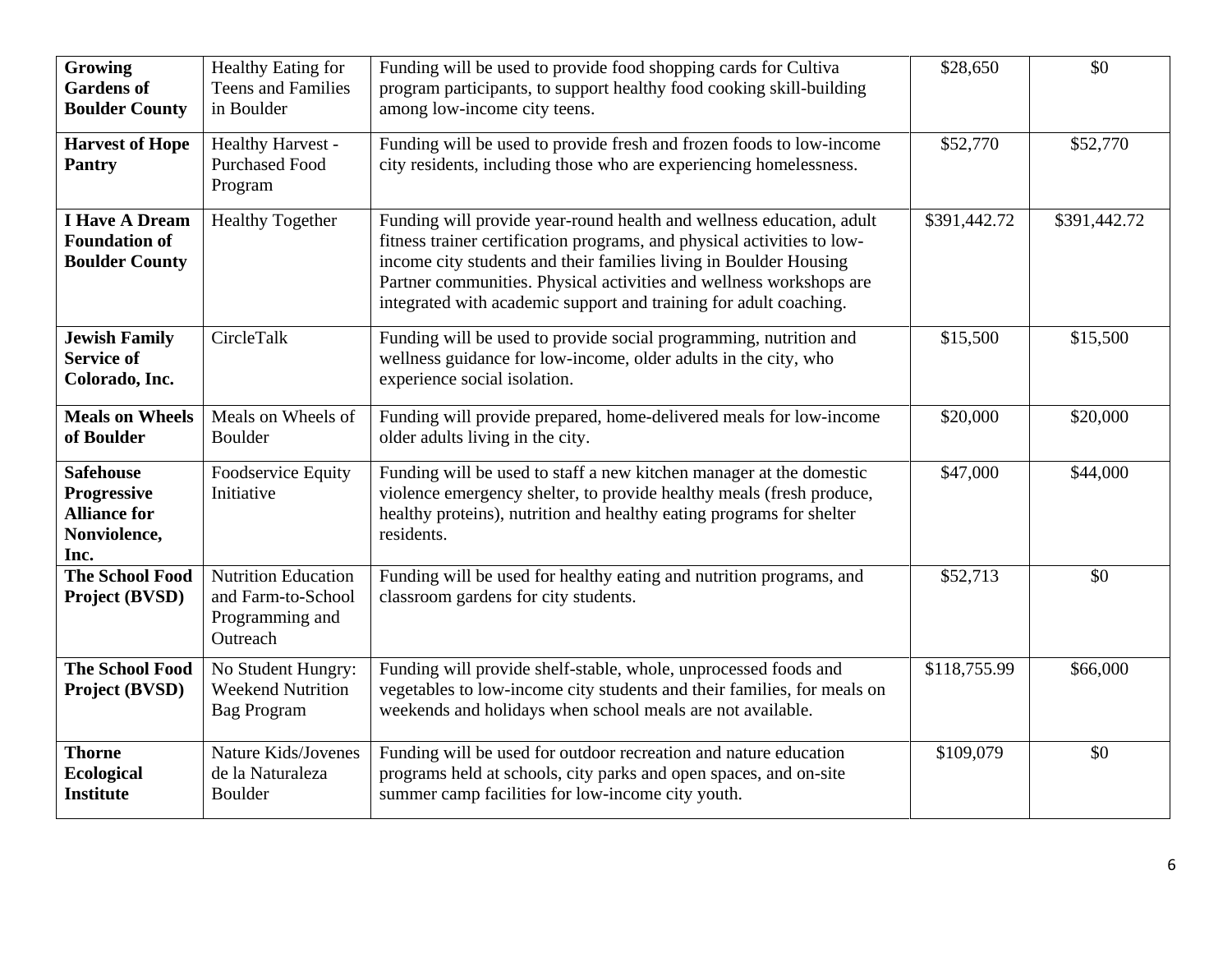| **Growing Gardens of Boulder County** | Healthy Eating for Teens and Families in Boulder | Funding will be used to provide food shopping cards for Cultiva program participants, to support healthy food cooking skill-building among low-income city teens. | $28,650 | $0 |
|---|---|---|---|---|
| **Harvest of Hope Pantry** | Healthy Harvest - Purchased Food Program | Funding will be used to provide fresh and frozen foods to low-income city residents, including those who are experiencing homelessness. | $52,770 | $52,770 |
| **I Have A Dream Foundation of Boulder County** | Healthy Together | Funding will provide year-round health and wellness education, adult fitness trainer certification programs, and physical activities to low-income city students and their families living in Boulder Housing Partner communities. Physical activities and wellness workshops are integrated with academic support and training for adult coaching. | $391,442.72 | $391,442.72 |
| **Jewish Family Service of Colorado, Inc.** | CircleTalk | Funding will be used to provide social programming, nutrition and wellness guidance for low-income, older adults in the city, who experience social isolation. | $15,500 | $15,500 |
| **Meals on Wheels of Boulder** | Meals on Wheels of Boulder | Funding will provide prepared, home-delivered meals for low-income older adults living in the city. | $20,000 | $20,000 |
| **Safehouse Progressive Alliance for Nonviolence, Inc.** | Foodservice Equity Initiative | Funding will be used to staff a new kitchen manager at the domestic violence emergency shelter, to provide healthy meals (fresh produce, healthy proteins), nutrition and healthy eating programs for shelter residents. | $47,000 | $44,000 |
| **The School Food Project (BVSD)** | Nutrition Education and Farm-to-School Programming and Outreach | Funding will be used for healthy eating and nutrition programs, and classroom gardens for city students. | $52,713 | $0 |
| **The School Food Project (BVSD)** | No Student Hungry: Weekend Nutrition Bag Program | Funding will provide shelf-stable, whole, unprocessed foods and vegetables to low-income city students and their families, for meals on weekends and holidays when school meals are not available. | $118,755.99 | $66,000 |
| **Thorne Ecological Institute** | Nature Kids/Jovenes de la Naturaleza Boulder | Funding will be used for outdoor recreation and nature education programs held at schools, city parks and open spaces, and on-site summer camp facilities for low-income city youth. | $109,079 | $0 |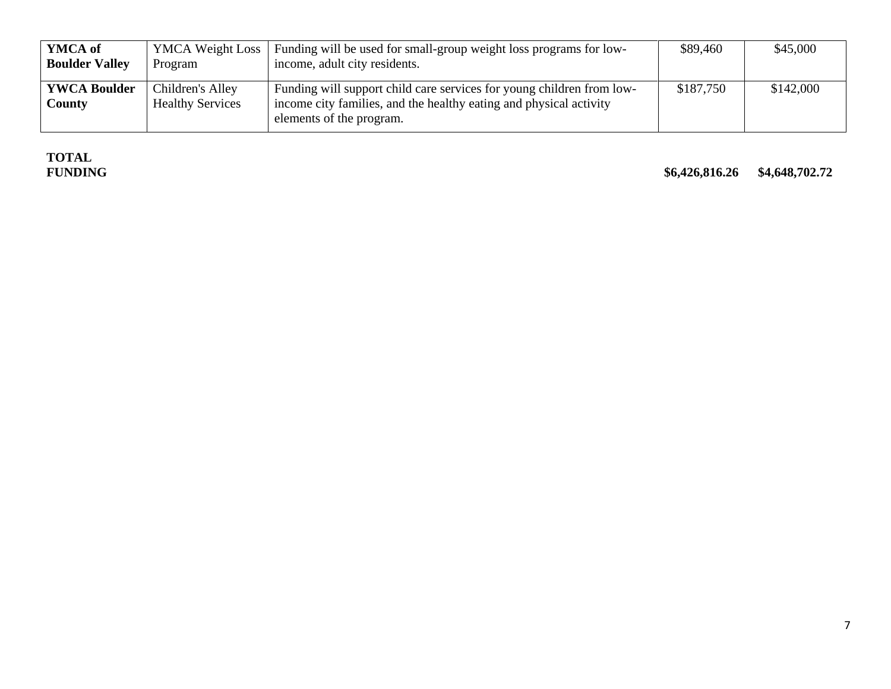| | | | | |
|---|---|---|---|---|
| **YMCA of Boulder Valley** | YMCA Weight Loss Program | Funding will be used for small-group weight loss programs for low-income, adult city residents. | $89,460 | $45,000 |
| **YWCA Boulder County** | Children's Alley Healthy Services | Funding will support child care services for young children from low-income city families, and the healthy eating and physical activity elements of the program. | $187,750 | $142,000 |
| **TOTAL FUNDING** | | | **$6,426,816.26** | **$4,648,702.72** |